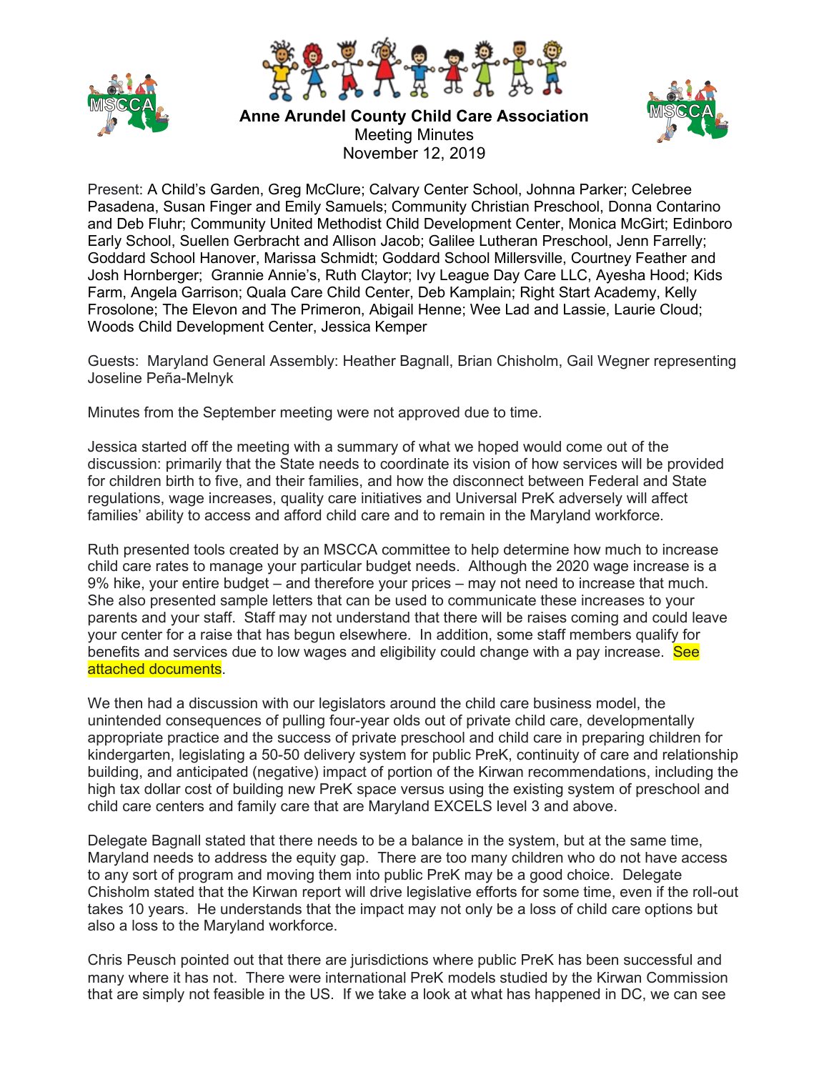# Anne Arundel County Child Care Association

Meeting Minutes
November 12, 2019

Present: A Child's Garden, Greg McClure; Calvary Center School, Johnna Parker; Celebree Pasadena, Susan Finger and Emily Samuels; Community Christian Preschool, Donna Contarino and Deb Fluhr; Community United Methodist Child Development Center, Monica McGirt; Edinboro Early School, Suellen Gerbracht and Allison Jacob; Galilee Lutheran Preschool, Jenn Farrelly; Goddard School Hanover, Marissa Schmidt; Goddard School Millersville, Courtney Feather and Josh Hornberger; Grannie Annie's, Ruth Claytor; Ivy League Day Care LLC, Ayesha Hood; Kids Farm, Angela Garrison; Quala Care Child Center, Deb Kamplain; Right Start Academy, Kelly Frosolone; The Elevon and The Primeron, Abigail Henne; Wee Lad and Lassie, Laurie Cloud; Woods Child Development Center, Jessica Kemper

Guests: Maryland General Assembly: Heather Bagnall, Brian Chisholm, Gail Wegner representing Joseline Peña-Melnyk

Minutes from the September meeting were not approved due to time.

Jessica started off the meeting with a summary of what we hoped would come out of the discussion: primarily that the State needs to coordinate its vision of how services will be provided for children birth to five, and their families, and how the disconnect between Federal and State regulations, wage increases, quality care initiatives and Universal PreK adversely will affect families' ability to access and afford child care and to remain in the Maryland workforce.

Ruth presented tools created by an MSCCA committee to help determine how much to increase child care rates to manage your particular budget needs. Although the 2020 wage increase is a 9% hike, your entire budget – and therefore your prices – may not need to increase that much. She also presented sample letters that can be used to communicate these increases to your parents and your staff. Staff may not understand that there will be raises coming and could leave your center for a raise that has begun elsewhere. In addition, some staff members qualify for benefits and services due to low wages and eligibility could change with a pay increase. See attached documents.

We then had a discussion with our legislators around the child care business model, the unintended consequences of pulling four-year olds out of private child care, developmentally appropriate practice and the success of private preschool and child care in preparing children for kindergarten, legislating a 50-50 delivery system for public PreK, continuity of care and relationship building, and anticipated (negative) impact of portion of the Kirwan recommendations, including the high tax dollar cost of building new PreK space versus using the existing system of preschool and child care centers and family care that are Maryland EXCELS level 3 and above.

Delegate Bagnall stated that there needs to be a balance in the system, but at the same time, Maryland needs to address the equity gap. There are too many children who do not have access to any sort of program and moving them into public PreK may be a good choice. Delegate Chisholm stated that the Kirwan report will drive legislative efforts for some time, even if the roll-out takes 10 years. He understands that the impact may not only be a loss of child care options but also a loss to the Maryland workforce.

Chris Peusch pointed out that there are jurisdictions where public PreK has been successful and many where it has not. There were international PreK models studied by the Kirwan Commission that are simply not feasible in the US. If we take a look at what has happened in DC, we can see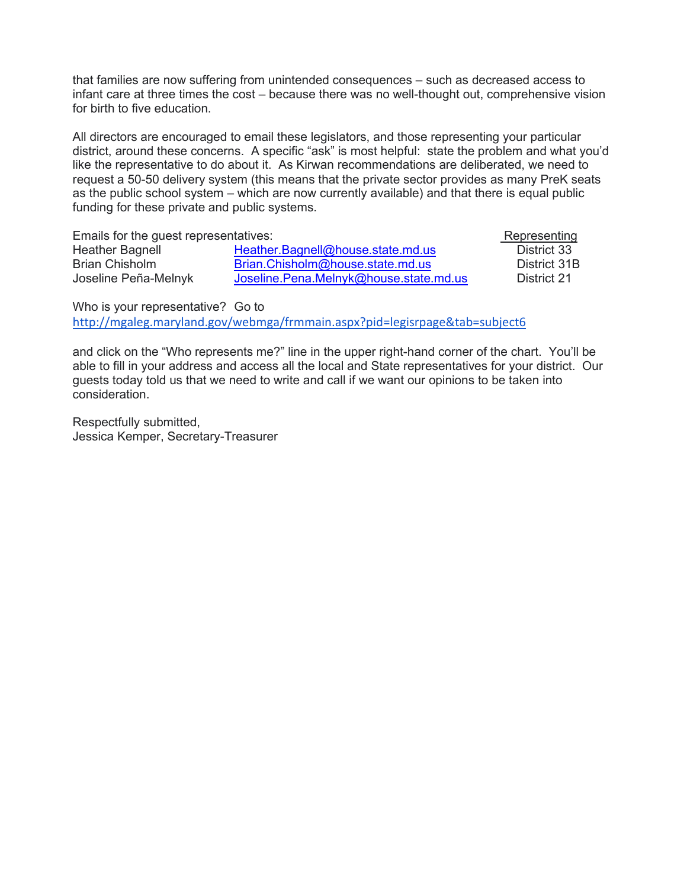that families are now suffering from unintended consequences – such as decreased access to infant care at three times the cost – because there was no well-thought out, comprehensive vision for birth to five education.

All directors are encouraged to email these legislators, and those representing your particular district, around these concerns. A specific "ask" is most helpful: state the problem and what you'd like the representative to do about it. As Kirwan recommendations are deliberated, we need to request a 50-50 delivery system (this means that the private sector provides as many PreK seats as the public school system – which are now currently available) and that there is equal public funding for these private and public systems.

| Emails for the guest representatives: | | Representing |
|---|---|---|
| Heather Bagnell | Heather.Bagnell@house.state.md.us | District 33 |
| Brian Chisholm | Brian.Chisholm@house.state.md.us | District 31B |
| Joseline Peña-Melnyk | Joseline.Pena.Melnyk@house.state.md.us | District 21 |

Who is your representative? Go to
http://mgaleg.maryland.gov/webmga/frmmain.aspx?pid=legisrpage&tab=subject6

and click on the "Who represents me?" line in the upper right-hand corner of the chart. You'll be able to fill in your address and access all the local and State representatives for your district. Our guests today told us that we need to write and call if we want our opinions to be taken into consideration.

Respectfully submitted,
Jessica Kemper, Secretary-Treasurer